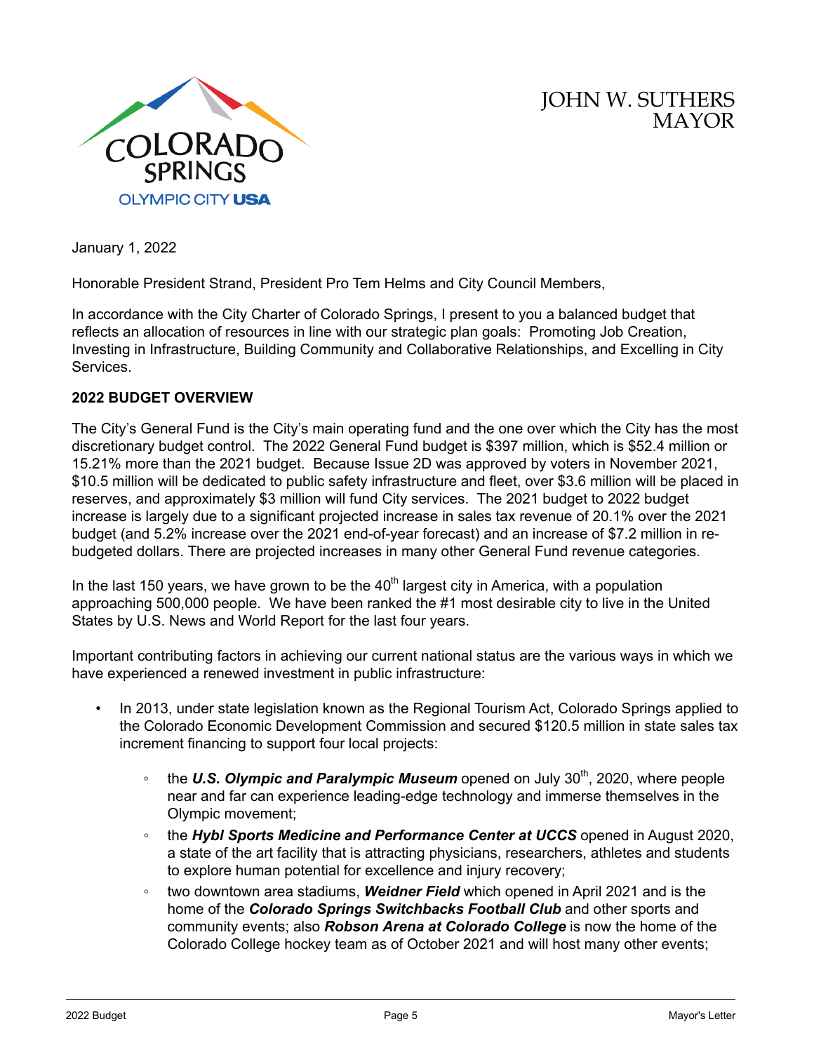JOHN W. SUTHERS
MAYOR

January 1, 2022

Honorable President Strand, President Pro Tem Helms and City Council Members,

In accordance with the City Charter of Colorado Springs, I present to you a balanced budget that reflects an allocation of resources in line with our strategic plan goals: Promoting Job Creation, Investing in Infrastructure, Building Community and Collaborative Relationships, and Excelling in City Services.

**2022 BUDGET OVERVIEW**

The City's General Fund is the City's main operating fund and the one over which the City has the most discretionary budget control. The 2022 General Fund budget is $397 million, which is $52.4 million or 15.21% more than the 2021 budget. Because Issue 2D was approved by voters in November 2021, $10.5 million will be dedicated to public safety infrastructure and fleet, over $3.6 million will be placed in reserves, and approximately $3 million will fund City services. The 2021 budget to 2022 budget increase is largely due to a significant projected increase in sales tax revenue of 20.1% over the 2021 budget (and 5.2% increase over the 2021 end-of-year forecast) and an increase of $7.2 million in re-budgeted dollars. There are projected increases in many other General Fund revenue categories.

In the last 150 years, we have grown to be the 40th largest city in America, with a population approaching 500,000 people. We have been ranked the #1 most desirable city to live in the United States by U.S. News and World Report for the last four years.

Important contributing factors in achieving our current national status are the various ways in which we have experienced a renewed investment in public infrastructure:

- In 2013, under state legislation known as the Regional Tourism Act, Colorado Springs applied to the Colorado Economic Development Commission and secured $120.5 million in state sales tax increment financing to support four local projects:
  - the ***U.S. Olympic and Paralympic Museum*** opened on July 30th, 2020, where people near and far can experience leading-edge technology and immerse themselves in the Olympic movement;
  - the ***Hybl Sports Medicine and Performance Center at UCCS*** opened in August 2020, a state of the art facility that is attracting physicians, researchers, athletes and students to explore human potential for excellence and injury recovery;
  - two downtown area stadiums, ***Weidner Field*** which opened in April 2021 and is the home of the ***Colorado Springs Switchbacks Football Club*** and other sports and community events; also ***Robson Arena at Colorado College*** is now the home of the Colorado College hockey team as of October 2021 and will host many other events;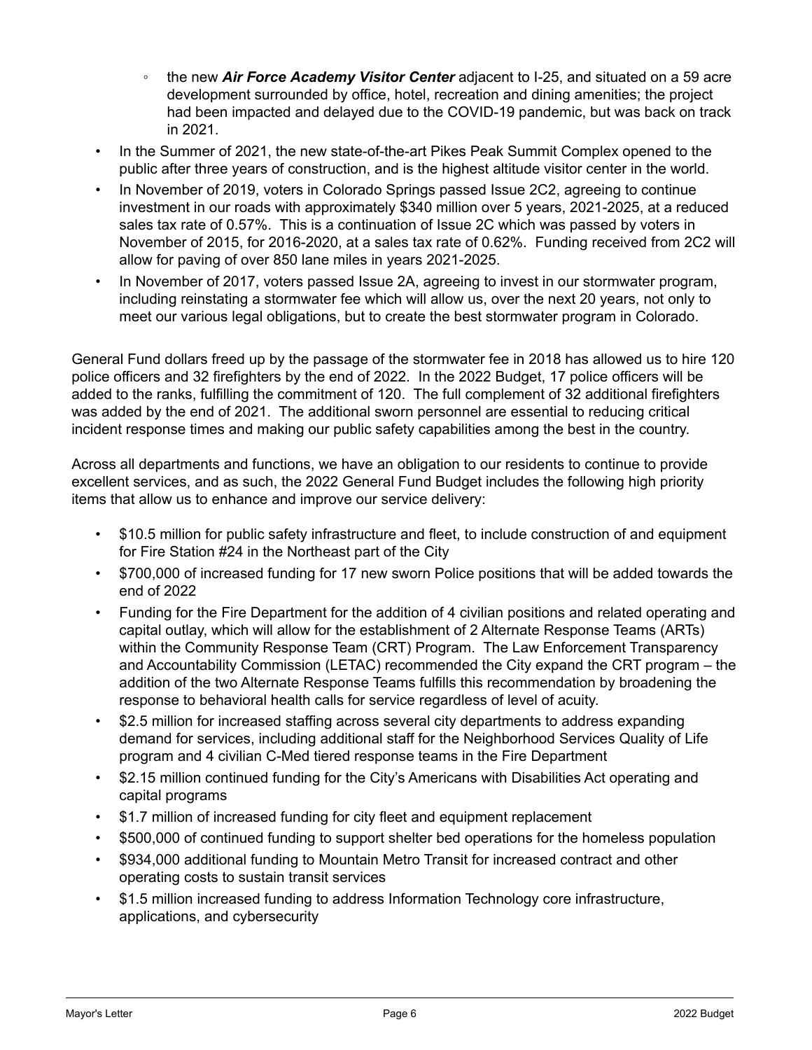- the new ***Air Force Academy Visitor Center*** adjacent to I-25, and situated on a 59 acre development surrounded by office, hotel, recreation and dining amenities; the project had been impacted and delayed due to the COVID-19 pandemic, but was back on track in 2021.
- In the Summer of 2021, the new state-of-the-art Pikes Peak Summit Complex opened to the public after three years of construction, and is the highest altitude visitor center in the world.
- In November of 2019, voters in Colorado Springs passed Issue 2C2, agreeing to continue investment in our roads with approximately $340 million over 5 years, 2021-2025, at a reduced sales tax rate of 0.57%. This is a continuation of Issue 2C which was passed by voters in November of 2015, for 2016-2020, at a sales tax rate of 0.62%. Funding received from 2C2 will allow for paving of over 850 lane miles in years 2021-2025.
- In November of 2017, voters passed Issue 2A, agreeing to invest in our stormwater program, including reinstating a stormwater fee which will allow us, over the next 20 years, not only to meet our various legal obligations, but to create the best stormwater program in Colorado.

General Fund dollars freed up by the passage of the stormwater fee in 2018 has allowed us to hire 120 police officers and 32 firefighters by the end of 2022. In the 2022 Budget, 17 police officers will be added to the ranks, fulfilling the commitment of 120. The full complement of 32 additional firefighters was added by the end of 2021. The additional sworn personnel are essential to reducing critical incident response times and making our public safety capabilities among the best in the country.

Across all departments and functions, we have an obligation to our residents to continue to provide excellent services, and as such, the 2022 General Fund Budget includes the following high priority items that allow us to enhance and improve our service delivery:

- $10.5 million for public safety infrastructure and fleet, to include construction of and equipment for Fire Station #24 in the Northeast part of the City
- $700,000 of increased funding for 17 new sworn Police positions that will be added towards the end of 2022
- Funding for the Fire Department for the addition of 4 civilian positions and related operating and capital outlay, which will allow for the establishment of 2 Alternate Response Teams (ARTs) within the Community Response Team (CRT) Program. The Law Enforcement Transparency and Accountability Commission (LETAC) recommended the City expand the CRT program – the addition of the two Alternate Response Teams fulfills this recommendation by broadening the response to behavioral health calls for service regardless of level of acuity.
- $2.5 million for increased staffing across several city departments to address expanding demand for services, including additional staff for the Neighborhood Services Quality of Life program and 4 civilian C-Med tiered response teams in the Fire Department
- $2.15 million continued funding for the City's Americans with Disabilities Act operating and capital programs
- $1.7 million of increased funding for city fleet and equipment replacement
- $500,000 of continued funding to support shelter bed operations for the homeless population
- $934,000 additional funding to Mountain Metro Transit for increased contract and other operating costs to sustain transit services
- $1.5 million increased funding to address Information Technology core infrastructure, applications, and cybersecurity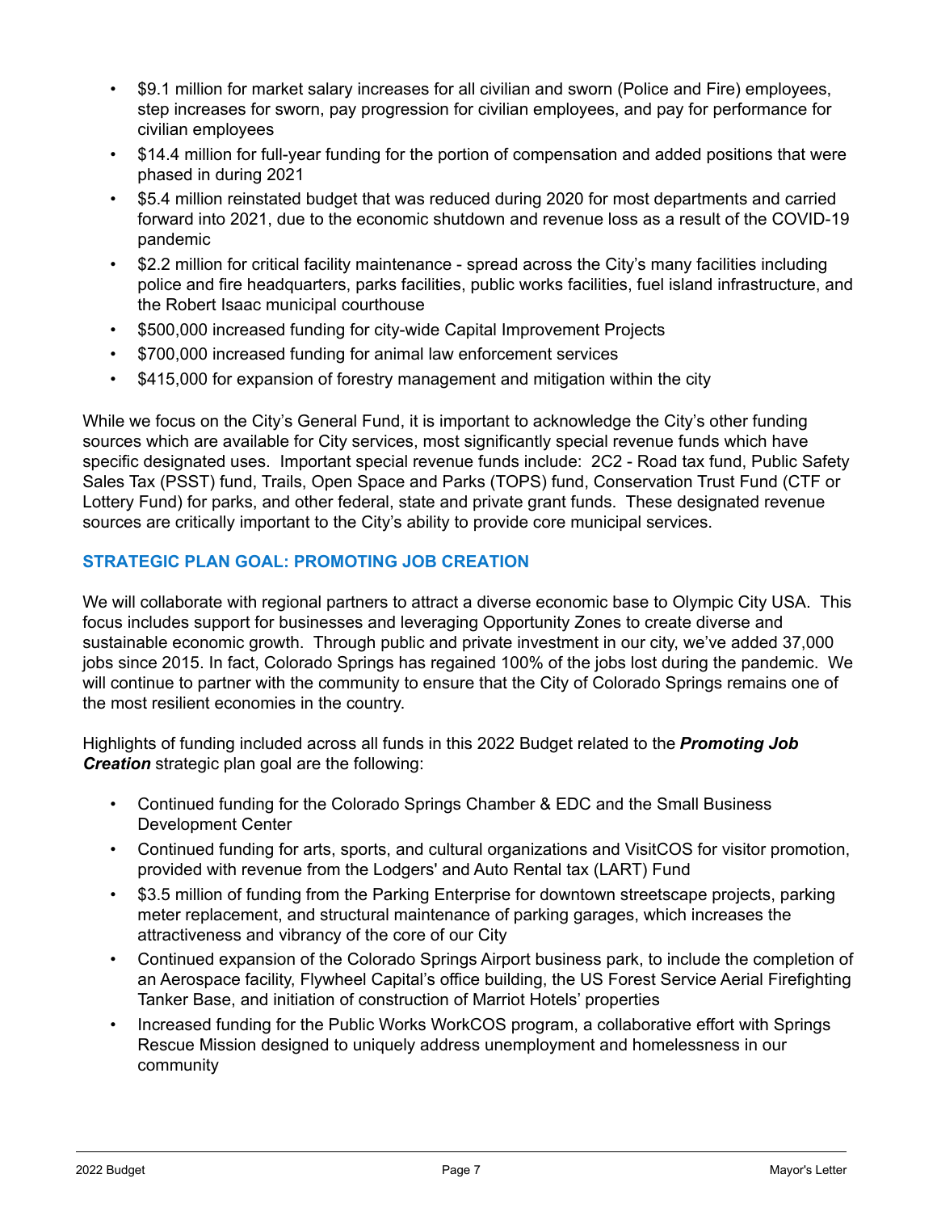- $9.1 million for market salary increases for all civilian and sworn (Police and Fire) employees, step increases for sworn, pay progression for civilian employees, and pay for performance for civilian employees
- $14.4 million for full-year funding for the portion of compensation and added positions that were phased in during 2021
- $5.4 million reinstated budget that was reduced during 2020 for most departments and carried forward into 2021, due to the economic shutdown and revenue loss as a result of the COVID-19 pandemic
- $2.2 million for critical facility maintenance - spread across the City's many facilities including police and fire headquarters, parks facilities, public works facilities, fuel island infrastructure, and the Robert Isaac municipal courthouse
- $500,000 increased funding for city-wide Capital Improvement Projects
- $700,000 increased funding for animal law enforcement services
- $415,000 for expansion of forestry management and mitigation within the city

While we focus on the City's General Fund, it is important to acknowledge the City's other funding sources which are available for City services, most significantly special revenue funds which have specific designated uses. Important special revenue funds include: 2C2 - Road tax fund, Public Safety Sales Tax (PSST) fund, Trails, Open Space and Parks (TOPS) fund, Conservation Trust Fund (CTF or Lottery Fund) for parks, and other federal, state and private grant funds. These designated revenue sources are critically important to the City's ability to provide core municipal services.

## STRATEGIC PLAN GOAL: PROMOTING JOB CREATION

We will collaborate with regional partners to attract a diverse economic base to Olympic City USA. This focus includes support for businesses and leveraging Opportunity Zones to create diverse and sustainable economic growth. Through public and private investment in our city, we've added 37,000 jobs since 2015. In fact, Colorado Springs has regained 100% of the jobs lost during the pandemic. We will continue to partner with the community to ensure that the City of Colorado Springs remains one of the most resilient economies in the country.

Highlights of funding included across all funds in this 2022 Budget related to the ***Promoting Job Creation*** strategic plan goal are the following:

- Continued funding for the Colorado Springs Chamber & EDC and the Small Business Development Center
- Continued funding for arts, sports, and cultural organizations and VisitCOS for visitor promotion, provided with revenue from the Lodgers' and Auto Rental tax (LART) Fund
- $3.5 million of funding from the Parking Enterprise for downtown streetscape projects, parking meter replacement, and structural maintenance of parking garages, which increases the attractiveness and vibrancy of the core of our City
- Continued expansion of the Colorado Springs Airport business park, to include the completion of an Aerospace facility, Flywheel Capital's office building, the US Forest Service Aerial Firefighting Tanker Base, and initiation of construction of Marriot Hotels' properties
- Increased funding for the Public Works WorkCOS program, a collaborative effort with Springs Rescue Mission designed to uniquely address unemployment and homelessness in our community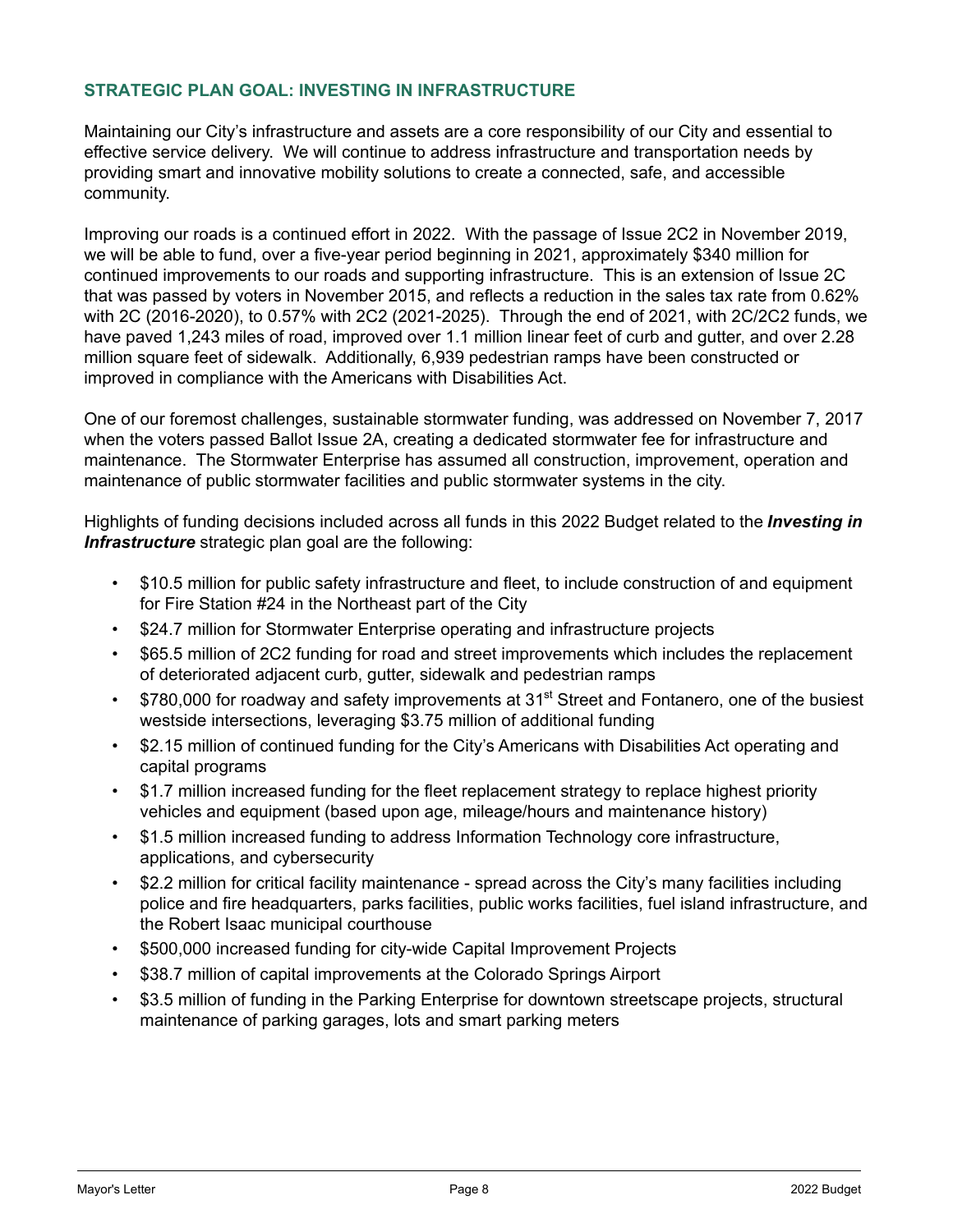## STRATEGIC PLAN GOAL: INVESTING IN INFRASTRUCTURE

Maintaining our City's infrastructure and assets are a core responsibility of our City and essential to effective service delivery. We will continue to address infrastructure and transportation needs by providing smart and innovative mobility solutions to create a connected, safe, and accessible community.

Improving our roads is a continued effort in 2022. With the passage of Issue 2C2 in November 2019, we will be able to fund, over a five-year period beginning in 2021, approximately $340 million for continued improvements to our roads and supporting infrastructure. This is an extension of Issue 2C that was passed by voters in November 2015, and reflects a reduction in the sales tax rate from 0.62% with 2C (2016-2020), to 0.57% with 2C2 (2021-2025). Through the end of 2021, with 2C/2C2 funds, we have paved 1,243 miles of road, improved over 1.1 million linear feet of curb and gutter, and over 2.28 million square feet of sidewalk. Additionally, 6,939 pedestrian ramps have been constructed or improved in compliance with the Americans with Disabilities Act.

One of our foremost challenges, sustainable stormwater funding, was addressed on November 7, 2017 when the voters passed Ballot Issue 2A, creating a dedicated stormwater fee for infrastructure and maintenance. The Stormwater Enterprise has assumed all construction, improvement, operation and maintenance of public stormwater facilities and public stormwater systems in the city.

Highlights of funding decisions included across all funds in this 2022 Budget related to the ***Investing in Infrastructure*** strategic plan goal are the following:

- $10.5 million for public safety infrastructure and fleet, to include construction of and equipment for Fire Station #24 in the Northeast part of the City
- $24.7 million for Stormwater Enterprise operating and infrastructure projects
- $65.5 million of 2C2 funding for road and street improvements which includes the replacement of deteriorated adjacent curb, gutter, sidewalk and pedestrian ramps
- $780,000 for roadway and safety improvements at 31st Street and Fontanero, one of the busiest westside intersections, leveraging $3.75 million of additional funding
- $2.15 million of continued funding for the City's Americans with Disabilities Act operating and capital programs
- $1.7 million increased funding for the fleet replacement strategy to replace highest priority vehicles and equipment (based upon age, mileage/hours and maintenance history)
- $1.5 million increased funding to address Information Technology core infrastructure, applications, and cybersecurity
- $2.2 million for critical facility maintenance - spread across the City's many facilities including police and fire headquarters, parks facilities, public works facilities, fuel island infrastructure, and the Robert Isaac municipal courthouse
- $500,000 increased funding for city-wide Capital Improvement Projects
- $38.7 million of capital improvements at the Colorado Springs Airport
- $3.5 million of funding in the Parking Enterprise for downtown streetscape projects, structural maintenance of parking garages, lots and smart parking meters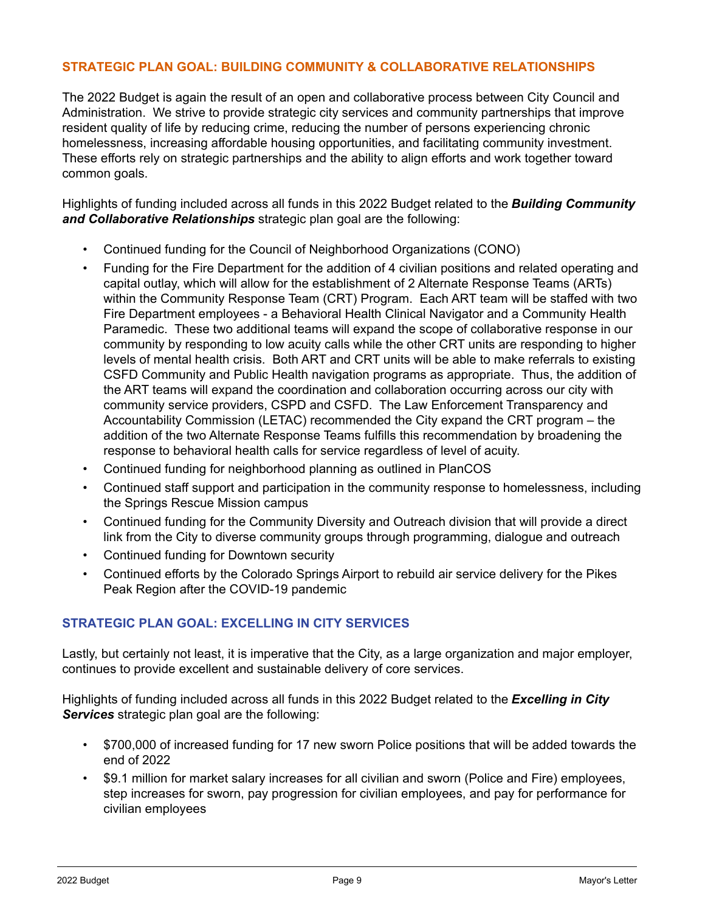## STRATEGIC PLAN GOAL: BUILDING COMMUNITY & COLLABORATIVE RELATIONSHIPS

The 2022 Budget is again the result of an open and collaborative process between City Council and Administration. We strive to provide strategic city services and community partnerships that improve resident quality of life by reducing crime, reducing the number of persons experiencing chronic homelessness, increasing affordable housing opportunities, and facilitating community investment. These efforts rely on strategic partnerships and the ability to align efforts and work together toward common goals.

Highlights of funding included across all funds in this 2022 Budget related to the ***Building Community and Collaborative Relationships*** strategic plan goal are the following:

- Continued funding for the Council of Neighborhood Organizations (CONO)
- Funding for the Fire Department for the addition of 4 civilian positions and related operating and capital outlay, which will allow for the establishment of 2 Alternate Response Teams (ARTs) within the Community Response Team (CRT) Program. Each ART team will be staffed with two Fire Department employees - a Behavioral Health Clinical Navigator and a Community Health Paramedic. These two additional teams will expand the scope of collaborative response in our community by responding to low acuity calls while the other CRT units are responding to higher levels of mental health crisis. Both ART and CRT units will be able to make referrals to existing CSFD Community and Public Health navigation programs as appropriate. Thus, the addition of the ART teams will expand the coordination and collaboration occurring across our city with community service providers, CSPD and CSFD. The Law Enforcement Transparency and Accountability Commission (LETAC) recommended the City expand the CRT program – the addition of the two Alternate Response Teams fulfills this recommendation by broadening the response to behavioral health calls for service regardless of level of acuity.
- Continued funding for neighborhood planning as outlined in PlanCOS
- Continued staff support and participation in the community response to homelessness, including the Springs Rescue Mission campus
- Continued funding for the Community Diversity and Outreach division that will provide a direct link from the City to diverse community groups through programming, dialogue and outreach
- Continued funding for Downtown security
- Continued efforts by the Colorado Springs Airport to rebuild air service delivery for the Pikes Peak Region after the COVID-19 pandemic

## STRATEGIC PLAN GOAL: EXCELLING IN CITY SERVICES

Lastly, but certainly not least, it is imperative that the City, as a large organization and major employer, continues to provide excellent and sustainable delivery of core services.

Highlights of funding included across all funds in this 2022 Budget related to the ***Excelling in City Services*** strategic plan goal are the following:

- $700,000 of increased funding for 17 new sworn Police positions that will be added towards the end of 2022
- $9.1 million for market salary increases for all civilian and sworn (Police and Fire) employees, step increases for sworn, pay progression for civilian employees, and pay for performance for civilian employees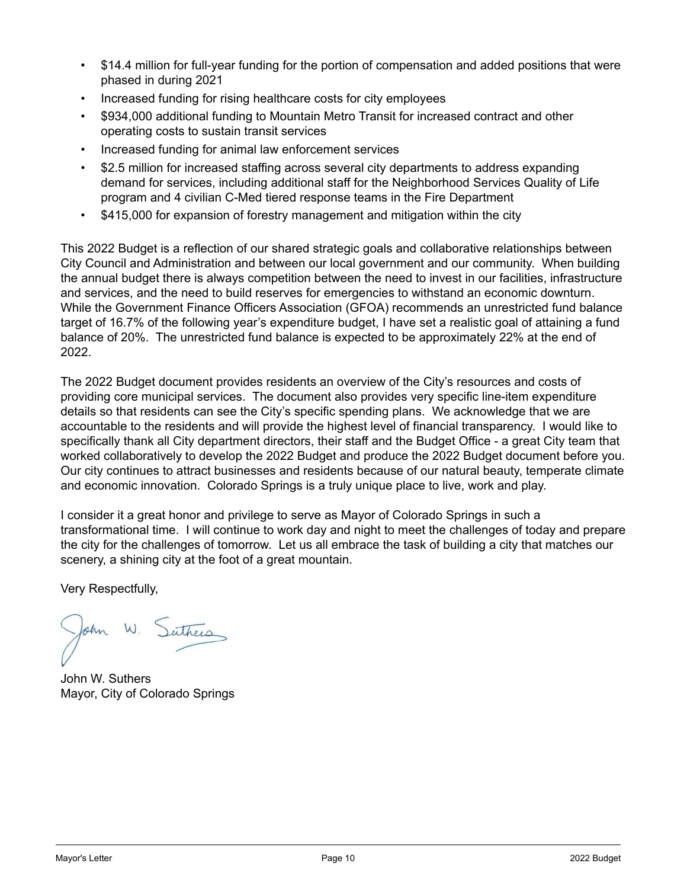- $14.4 million for full-year funding for the portion of compensation and added positions that were phased in during 2021
- Increased funding for rising healthcare costs for city employees
- $934,000 additional funding to Mountain Metro Transit for increased contract and other operating costs to sustain transit services
- Increased funding for animal law enforcement services
- $2.5 million for increased staffing across several city departments to address expanding demand for services, including additional staff for the Neighborhood Services Quality of Life program and 4 civilian C-Med tiered response teams in the Fire Department
- $415,000 for expansion of forestry management and mitigation within the city

This 2022 Budget is a reflection of our shared strategic goals and collaborative relationships between City Council and Administration and between our local government and our community. When building the annual budget there is always competition between the need to invest in our facilities, infrastructure and services, and the need to build reserves for emergencies to withstand an economic downturn. While the Government Finance Officers Association (GFOA) recommends an unrestricted fund balance target of 16.7% of the following year's expenditure budget, I have set a realistic goal of attaining a fund balance of 20%. The unrestricted fund balance is expected to be approximately 22% at the end of 2022.

The 2022 Budget document provides residents an overview of the City's resources and costs of providing core municipal services. The document also provides very specific line-item expenditure details so that residents can see the City's specific spending plans. We acknowledge that we are accountable to the residents and will provide the highest level of financial transparency. I would like to specifically thank all City department directors, their staff and the Budget Office - a great City team that worked collaboratively to develop the 2022 Budget and produce the 2022 Budget document before you. Our city continues to attract businesses and residents because of our natural beauty, temperate climate and economic innovation. Colorado Springs is a truly unique place to live, work and play.

I consider it a great honor and privilege to serve as Mayor of Colorado Springs in such a transformational time. I will continue to work day and night to meet the challenges of today and prepare the city for the challenges of tomorrow. Let us all embrace the task of building a city that matches our scenery, a shining city at the foot of a great mountain.

Very Respectfully,

John W. Suthers

John W. Suthers
Mayor, City of Colorado Springs